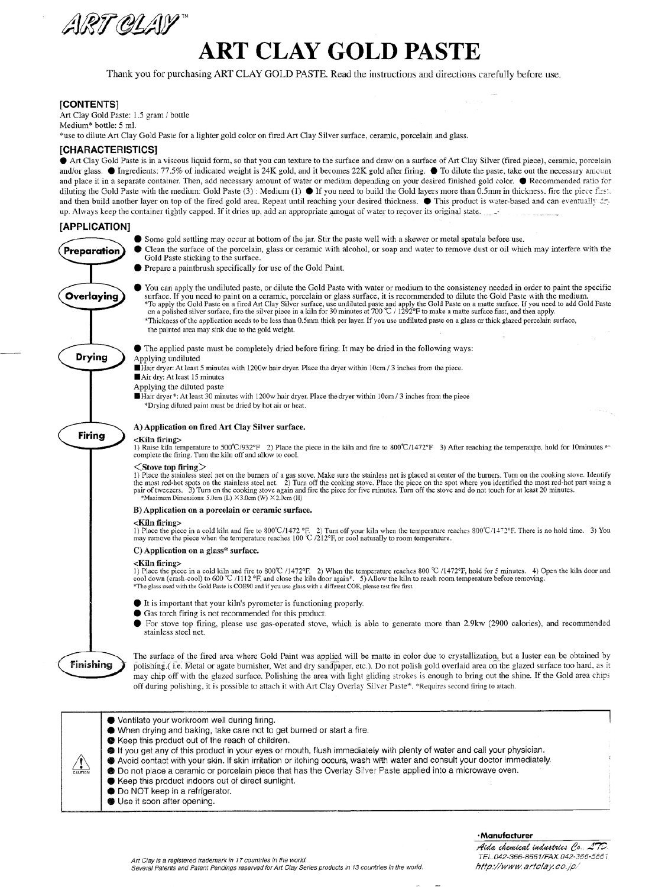ART CLAY™

# ART CLAY GOLD PASTE

Thank you for purchasing ART CLAY GOLD PASTE. Read the instructions and directions carefully before use.

## [CONTENTS]

Art Clay Gold Paste: 1.5 gram / bottle
Medium* bottle: 5 ml.
*use to dilute Art Clay Gold Paste for a lighter gold color on fired Art Clay Silver surface, ceramic, porcelain and glass.

## [CHARACTERISTICS]

● Art Clay Gold Paste is in a viscous liquid form, so that you can texture to the surface and draw on a surface of Art Clay Silver (fired piece), ceramic, porcelain and/or glass. ● Ingredients: 77.5% of indicated weight is 24K gold, and it becomes 22K gold after firing. ● To dilute the paste, take out the necessary amount and place it in a separate container. Then, add necessary amount of water or medium depending on your desired finished gold color. ● Recommended ratio for diluting the Gold Paste with the medium: Gold Paste (3) : Medium (1) ● If you need to build the Gold layers more than 0.5mm in thickness, fire the piece first, and then build another layer on top of the fired gold area. Repeat until reaching your desired thickness. ● This product is water-based and can eventually dry up. Always keep the container tightly capped. If it dries up, add an appropriate amount of water to recover its original state.

## [APPLICATION]

### Preparation

● Some gold settling may occur at bottom of the jar. Stir the paste well with a skewer or metal spatula before use.
● Clean the surface of the porcelain, glass or ceramic with alcohol, or soap and water to remove dust or oil which may interfere with the Gold Paste sticking to the surface.
● Prepare a paintbrush specifically for use of the Gold Paint.

### Overlaying

● You can apply the undiluted paste, or dilute the Gold Paste with water or medium to the consistency needed in order to paint the specific surface. If you need to paint on a ceramic, porcelain or glass surface, it is recommended to dilute the Gold Paste with the medium.
*To apply the Gold Paste on a fired Art Clay Silver surface, use undiluted paste and apply the Gold Paste on a matte surface. If you need to add Gold Paste on a polished silver surface, fire the silver piece in a kiln for 30 minutes at 700 ℃ / 1292°F to make a matte surface first, and then apply.
*Thickness of the application needs to be less than 0.5mm thick per layer. If you use undiluted paste on a glass or thick glazed porcelain surface, the painted area may sink due to the gold weight.

### Drying

● The applied paste must be completely dried before firing. It may be dried in the following ways:

Applying undiluted
■Hair dryer: At least 5 minutes with 1200w hair dryer. Place the dryer within 10cm / 3 inches from the piece.
■Air dry: At least 15 minutes

Applying the diluted paste
■Hair dryer*: At least 30 minutes with 1200w hair dryer. Place the dryer within 10cm / 3 inches from the piece
*Drying diluted paint must be dried by hot air or heat.

### Firing

**A) Application on fired Art Clay Silver surface.**

**<Kiln firing>**
1) Raise kiln temperature to 500℃/932°F 2) Place the piece in the kiln and fire to 800℃/1472°F 3) After reaching the temperature, hold for 10minutes to complete the firing. Turn the kiln off and allow to cool.

**<Stove top firing>**
1) Place the stainless steel net on the burners of a gas stove. Make sure the stainless net is placed at center of the burners. Turn on the cooking stove. Identify the most red-hot spots on the stainless steel net. 2) Turn off the cooking stove. Place the piece on the spot where you identified the most red-hot part using a pair of tweezers. 3) Turn on the cooking stove again and fire the piece for five minutes. Turn off the stove and do not touch for at least 20 minutes.
*Maximum Dimensions: 5.0cm (L) ×3.0cm (W) ×2.0cm (H)

**B) Application on a porcelain or ceramic surface.**

**<Kiln firing>**
1) Place the piece in a cold kiln and fire to 800℃/1472 °F. 2) Turn off your kiln when the temperature reaches 800℃/1472°F. There is no hold time. 3) You may remove the piece when the temperature reaches 100 ℃ /212°F, or cool naturally to room temperature.

**C) Application on a glass* surface.**

**<Kiln firing>**
1) Place the piece in a cold kiln and fire to 800℃ /1472°F. 2) When the temperature reaches 800 ℃ /1472°F, hold for 5 minutes. 4) Open the kiln door and cool down (crash-cool) to 600 ℃ /1112 °F, and close the kiln door again*. 5) Allow the kiln to reach room temperature before removing.
*The glass used with the Gold Paste is COE90 and if you use glass with a different COE, please test fire first.

● It is important that your kiln's pyrometer is functioning properly.
● Gas torch firing is not recommended for this product.
● For stove top firing, please use gas-operated stove, which is able to generate more than 2.9kw (2900 calories), and recommended stainless steel net.

### Finishing

The surface of the fired area where Gold Paint was applied will be matte in color due to crystallization, but a luster can be obtained by polishing.( i.e. Metal or agate burnisher, Wet and dry sandpaper, etc.). Do not polish gold overlaid area on the glazed surface too hard, as it may chip off with the glazed surface. Polishing the area with light gliding strokes is enough to bring out the shine. If the Gold area chips off during polishing, it is possible to attach it with Art Clay Overlay Silver Paste*. *Requires second firing to attach.

---

**CAUTION**

● Ventilate your workroom well during firing.
● When drying and baking, take care not to get burned or start a fire.
● Keep this product out of the reach of children.
● If you get any of this product in your eyes or mouth, flush immediately with plenty of water and call your physician.
● Avoid contact with your skin. If skin irritation or itching occurs, wash with water and consult your doctor immediately.
● Do not place a ceramic or porcelain piece that has the Overlay Silver Paste applied into a microwave oven.
● Keep this product indoors out of direct sunlight.
● Do NOT keep in a refrigerator.
● Use it soon after opening.

---

*Art Clay is a registered trademark in 17 countries in the world.*
*Several Patents and Patent Pendings reserved for Art Clay Series products in 13 countries in the world.*

**·Manufacturer**
Aida chemical industries Co., LTD.
TEL.042-366-8661/FAX.042-366-5661
http://www.artclay.co.jp/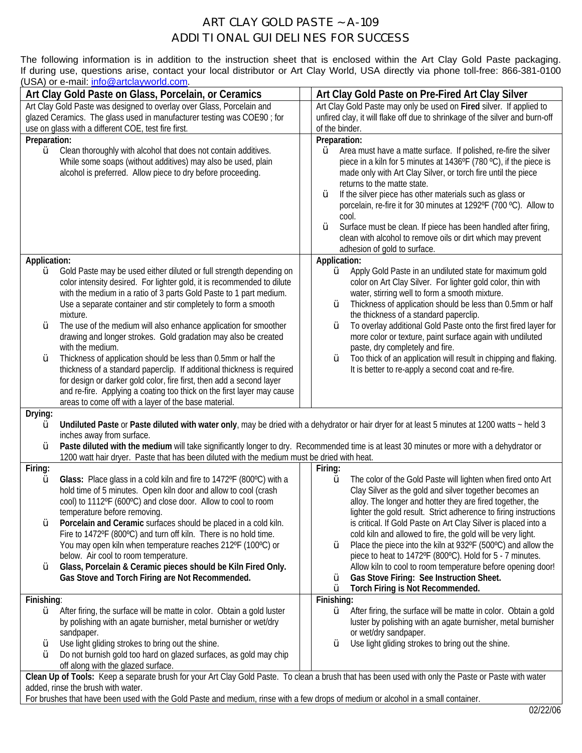# ART CLAY GOLD PASTE ~ A-109
## ADDITIONAL GUIDELINES FOR SUCCESS

The following information is in addition to the instruction sheet that is enclosed within the Art Clay Gold Paste packaging. If during use, questions arise, contact your local distributor or Art Clay World, USA directly via phone toll-free: 866-381-0100 (USA) or e-mail: info@artclayworld.com.

| Art Clay Gold Paste on Glass, Porcelain, or Ceramics | Art Clay Gold Paste on Pre-Fired Art Clay Silver |
|---|---|
| Art Clay Gold Paste was designed to overlay over Glass, Porcelain and glazed Ceramics. The glass used in manufacturer testing was COE90 ; for use on glass with a different COE, test fire first. | Art Clay Gold Paste may only be used on **Fired** silver. If applied to unfired clay, it will flake off due to shrinkage of the silver and burn-off of the binder. |
| **Preparation:**<br>• Clean thoroughly with alcohol that does not contain additives. While some soaps (without additives) may also be used, plain alcohol is preferred. Allow piece to dry before proceeding. | **Preparation:**<br>• Area must have a matte surface. If polished, re-fire the silver piece in a kiln for 5 minutes at 1436ºF (780 ºC), if the piece is made only with Art Clay Silver, or torch fire until the piece returns to the matte state.<br>• If the silver piece has other materials such as glass or porcelain, re-fire it for 30 minutes at 1292ºF (700 ºC). Allow to cool.<br>• Surface must be clean. If piece has been handled after firing, clean with alcohol to remove oils or dirt which may prevent adhesion of gold to surface. |
| **Application:**<br>• Gold Paste may be used either diluted or full strength depending on color intensity desired. For lighter gold, it is recommended to dilute with the medium in a ratio of 3 parts Gold Paste to 1 part medium. Use a separate container and stir completely to form a smooth mixture.<br>• The use of the medium will also enhance application for smoother drawing and longer strokes. Gold gradation may also be created with the medium.<br>• Thickness of application should be less than 0.5mm or half the thickness of a standard paperclip. If additional thickness is required for design or darker gold color, fire first, then add a second layer and re-fire. Applying a coating too thick on the first layer may cause areas to come off with a layer of the base material. | **Application:**<br>• Apply Gold Paste in an undiluted state for maximum gold color on Art Clay Silver. For lighter gold color, thin with water, stirring well to form a smooth mixture.<br>• Thickness of application should be less than 0.5mm or half the thickness of a standard paperclip.<br>• To overlay additional Gold Paste onto the first fired layer for more color or texture, paint surface again with undiluted paste, dry completely and fire.<br>• Too thick of an application will result in chipping and flaking. It is better to re-apply a second coat and re-fire. |

**Drying:**

- **Undiluted Paste** or **Paste diluted with water only**, may be dried with a dehydrator or hair dryer for at least 5 minutes at 1200 watts ~ held 3 inches away from surface.
- **Paste diluted with the medium** will take significantly longer to dry. Recommended time is at least 30 minutes or more with a dehydrator or 1200 watt hair dryer. Paste that has been diluted with the medium must be dried with heat.

| Firing (Glass, Porcelain, Ceramics) | Firing (Pre-Fired Art Clay Silver) |
|---|---|
| **Firing:**<br>• **Glass:** Place glass in a cold kiln and fire to 1472ºF (800ºC) with a hold time of 5 minutes. Open kiln door and allow to cool (crash cool) to 1112ºF (600ºC) and close door. Allow to cool to room temperature before removing.<br>• **Porcelain and Ceramic** surfaces should be placed in a cold kiln. Fire to 1472ºF (800ºC) and turn off kiln. There is no hold time. You may open kiln when temperature reaches 212ºF (100ºC) or below. Air cool to room temperature.<br>• **Glass, Porcelain & Ceramic pieces should be Kiln Fired Only. Gas Stove and Torch Firing are Not Recommended.** | **Firing:**<br>• The color of the Gold Paste will lighten when fired onto Art Clay Silver as the gold and silver together becomes an alloy. The longer and hotter they are fired together, the lighter the gold result. Strict adherence to firing instructions is critical. If Gold Paste on Art Clay Silver is placed into a cold kiln and allowed to fire, the gold will be very light.<br>• Place the piece into the kiln at 932ºF (500ºC) and allow the piece to heat to 1472ºF (800ºC). Hold for 5 - 7 minutes. Allow kiln to cool to room temperature before opening door!<br>• **Gas Stove Firing: See Instruction Sheet.**<br>• **Torch Firing is Not Recommended.** |
| **Finishing:**<br>• After firing, the surface will be matte in color. Obtain a gold luster by polishing with an agate burnisher, metal burnisher or wet/dry sandpaper.<br>• Use light gliding strokes to bring out the shine.<br>• Do not burnish gold too hard on glazed surfaces, as gold may chip off along with the glazed surface. | **Finishing:**<br>• After firing, the surface will be matte in color. Obtain a gold luster by polishing with an agate burnisher, metal burnisher or wet/dry sandpaper.<br>• Use light gliding strokes to bring out the shine. |

**Clean Up of Tools:** Keep a separate brush for your Art Clay Gold Paste. To clean a brush that has been used with only the Paste or Paste with water added, rinse the brush with water.
For brushes that have been used with the Gold Paste and medium, rinse with a few drops of medium or alcohol in a small container.

02/22/06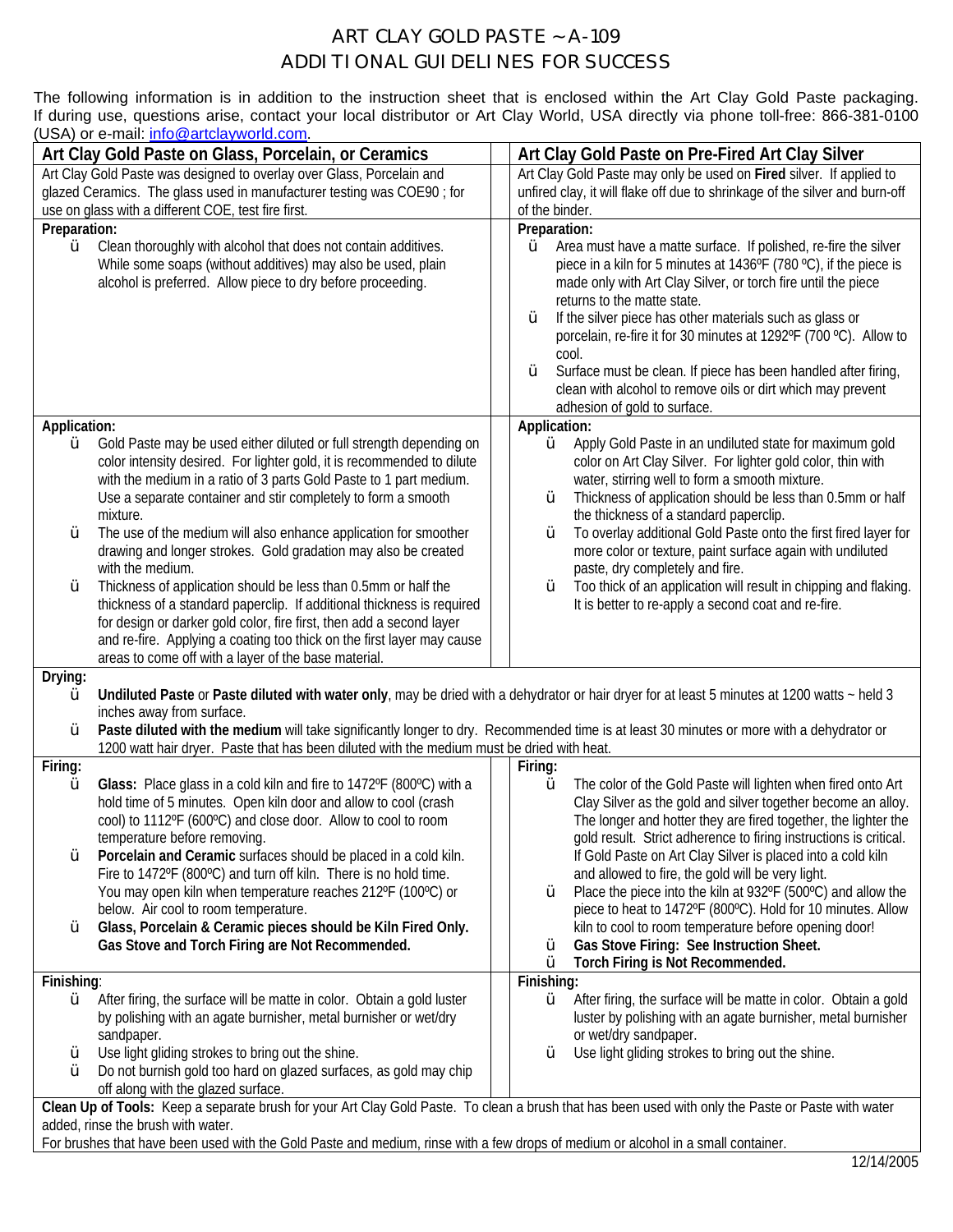# ART CLAY GOLD PASTE ~ A-109
## ADDITIONAL GUIDELINES FOR SUCCESS

The following information is in addition to the instruction sheet that is enclosed within the Art Clay Gold Paste packaging. If during use, questions arise, contact your local distributor or Art Clay World, USA directly via phone toll-free: 866-381-0100 (USA) or e-mail: info@artclayworld.com.

| Art Clay Gold Paste on Glass, Porcelain, or Ceramics | Art Clay Gold Paste on Pre-Fired Art Clay Silver |
|---|---|
| Art Clay Gold Paste was designed to overlay over Glass, Porcelain and glazed Ceramics. The glass used in manufacturer testing was COE90 ; for use on glass with a different COE, test fire first. | Art Clay Gold Paste may only be used on **Fired** silver. If applied to unfired clay, it will flake off due to shrinkage of the silver and burn-off of the binder. |
| **Preparation:**<br>ü Clean thoroughly with alcohol that does not contain additives. While some soaps (without additives) may also be used, plain alcohol is preferred. Allow piece to dry before proceeding. | **Preparation:**<br>ü Area must have a matte surface. If polished, re-fire the silver piece in a kiln for 5 minutes at 1436ºF (780 ºC), if the piece is made only with Art Clay Silver, or torch fire until the piece returns to the matte state.<br>ü If the silver piece has other materials such as glass or porcelain, re-fire it for 30 minutes at 1292ºF (700 ºC). Allow to cool.<br>ü Surface must be clean. If piece has been handled after firing, clean with alcohol to remove oils or dirt which may prevent adhesion of gold to surface. |
| **Application:**<br>ü Gold Paste may be used either diluted or full strength depending on color intensity desired. For lighter gold, it is recommended to dilute with the medium in a ratio of 3 parts Gold Paste to 1 part medium. Use a separate container and stir completely to form a smooth mixture.<br>ü The use of the medium will also enhance application for smoother drawing and longer strokes. Gold gradation may also be created with the medium.<br>ü Thickness of application should be less than 0.5mm or half the thickness of a standard paperclip. If additional thickness is required for design or darker gold color, fire first, then add a second layer and re-fire. Applying a coating too thick on the first layer may cause areas to come off with a layer of the base material. | **Application:**<br>ü Apply Gold Paste in an undiluted state for maximum gold color on Art Clay Silver. For lighter gold color, thin with water, stirring well to form a smooth mixture.<br>ü Thickness of application should be less than 0.5mm or half the thickness of a standard paperclip.<br>ü To overlay additional Gold Paste onto the first fired layer for more color or texture, paint surface again with undiluted paste, dry completely and fire.<br>ü Too thick of an application will result in chipping and flaking. It is better to re-apply a second coat and re-fire. |

**Drying:**

- ü **Undiluted Paste** or **Paste diluted with water only**, may be dried with a dehydrator or hair dryer for at least 5 minutes at 1200 watts ~ held 3 inches away from surface.
- ü **Paste diluted with the medium** will take significantly longer to dry. Recommended time is at least 30 minutes or more with a dehydrator or 1200 watt hair dryer. Paste that has been diluted with the medium must be dried with heat.

| | |
|---|---|
| **Firing:**<br>ü **Glass:** Place glass in a cold kiln and fire to 1472ºF (800ºC) with a hold time of 5 minutes. Open kiln door and allow to cool (crash cool) to 1112ºF (600ºC) and close door. Allow to cool to room temperature before removing.<br>ü **Porcelain and Ceramic** surfaces should be placed in a cold kiln. Fire to 1472ºF (800ºC) and turn off kiln. There is no hold time. You may open kiln when temperature reaches 212ºF (100ºC) or below. Air cool to room temperature.<br>ü **Glass, Porcelain & Ceramic pieces should be Kiln Fired Only. Gas Stove and Torch Firing are Not Recommended.** | **Firing:**<br>ü The color of the Gold Paste will lighten when fired onto Art Clay Silver as the gold and silver together become an alloy. The longer and hotter they are fired together, the lighter the gold result. Strict adherence to firing instructions is critical. If Gold Paste on Art Clay Silver is placed into a cold kiln and allowed to fire, the gold will be very light.<br>ü Place the piece into the kiln at 932ºF (500ºC) and allow the piece to heat to 1472ºF (800ºC). Hold for 10 minutes. Allow kiln to cool to room temperature before opening door!<br>ü **Gas Stove Firing: See Instruction Sheet.**<br>ü **Torch Firing is Not Recommended.** |
| **Finishing**:<br>ü After firing, the surface will be matte in color. Obtain a gold luster by polishing with an agate burnisher, metal burnisher or wet/dry sandpaper.<br>ü Use light gliding strokes to bring out the shine.<br>ü Do not burnish gold too hard on glazed surfaces, as gold may chip off along with the glazed surface. | **Finishing:**<br>ü After firing, the surface will be matte in color. Obtain a gold luster by polishing with an agate burnisher, metal burnisher or wet/dry sandpaper.<br>ü Use light gliding strokes to bring out the shine. |

**Clean Up of Tools:** Keep a separate brush for your Art Clay Gold Paste. To clean a brush that has been used with only the Paste or Paste with water added, rinse the brush with water.
For brushes that have been used with the Gold Paste and medium, rinse with a few drops of medium or alcohol in a small container.

12/14/2005